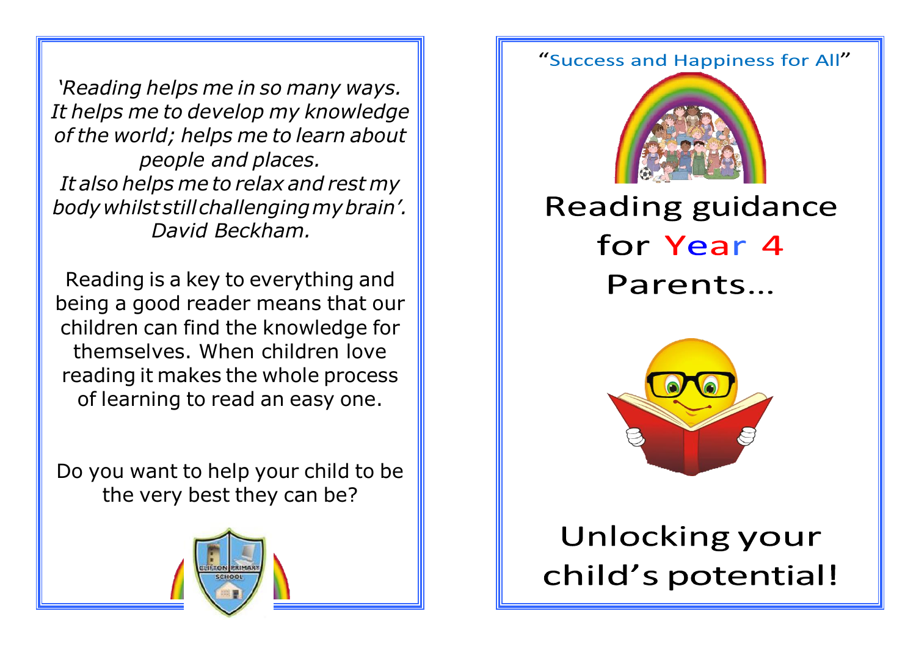*'Reading helps me in so many ways. It helps me to develop my knowledge of the world; helps me to learn about people and places. It also helps me to relax and rest my body whilst still challenging my brain'. David Beckham.*

Reading is a key to everything and being a good reader means that our children can find the knowledge for themselves. When children love reading it makes the whole process of learning to read an easy one.

Do you want to help your child to be the very best they can be?

"Success and Happiness for All"

# Reading guidance for Year 4 Parents…

## Unlocking your child's potential!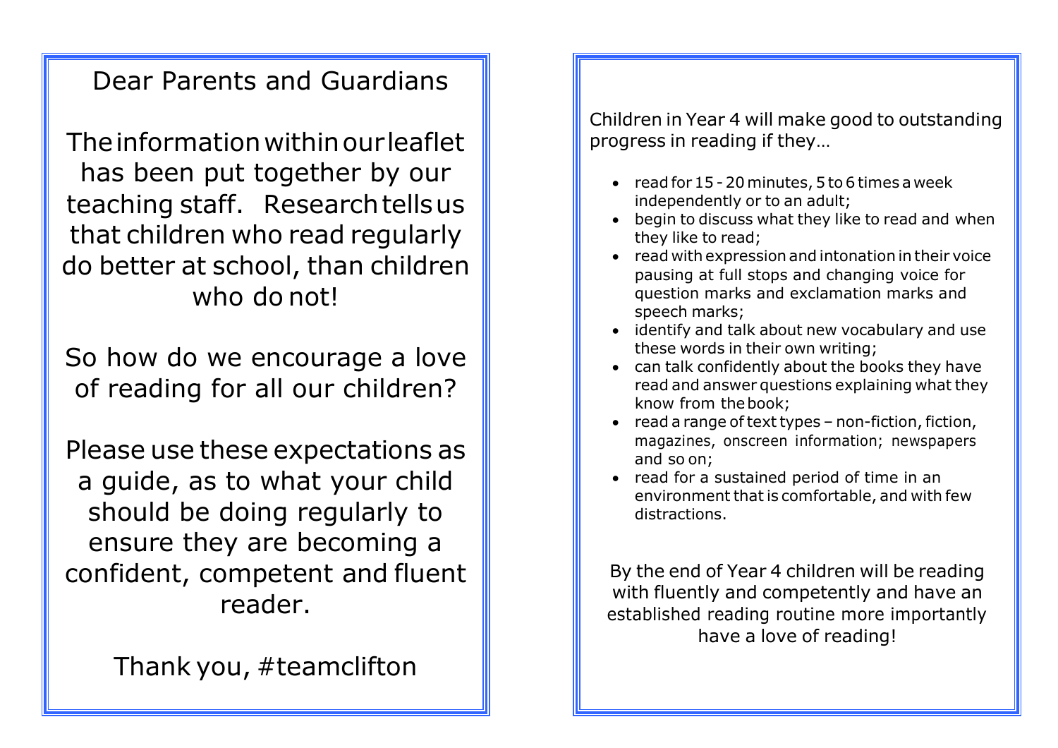Dear Parents and Guardians

The information within our leaflet has been put together by our teaching staff. Research tells us that children who read regularly do better at school, than children who do not!

So how do we encourage a love of reading for all our children?

Please use these expectations as a guide, as to what your child should be doing regularly to ensure they are becoming a confident, competent and fluent reader.

Thank you, #teamclifton

Children in Year 4 will make good to outstanding progress in reading if they…

- read for 15 - 20 minutes, 5 to 6 times a week independently or to an adult;
- begin to discuss what they like to read and when they like to read;
- read with expression and intonation in their voice pausing at full stops and changing voice for question marks and exclamation marks and speech marks;
- identify and talk about new vocabulary and use these words in their own writing;
- can talk confidently about the books they have read and answer questions explaining what they know from the book;
- read a range of text types – non-fiction, fiction, magazines, onscreen information; newspapers and so on;
- read for a sustained period of time in an environment that is comfortable, and with few distractions.

By the end of Year 4 children will be reading with fluently and competently and have an established reading routine more importantly have a love of reading!